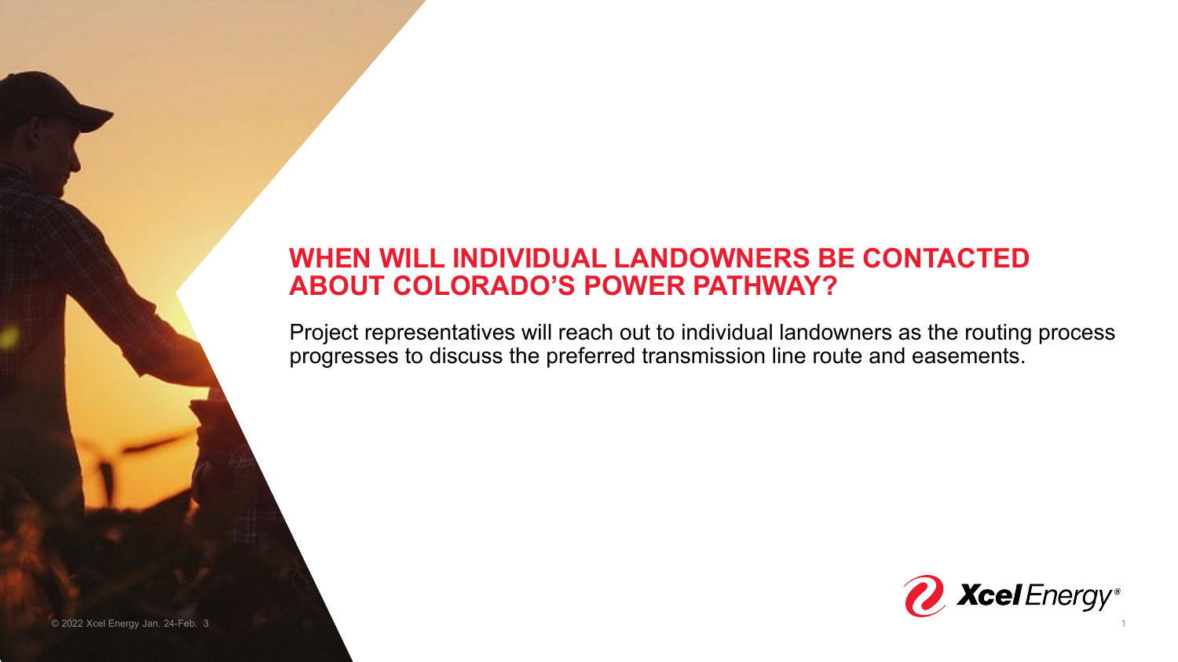# WHEN WILL INDIVIDUAL LANDOWNERS BE CONTACTED ABOUT COLORADO'S POWER PATHWAY?

Project representatives will reach out to individual landowners as the routing process progresses to discuss the preferred transmission line route and easements.

© 2022 Xcel Energy Jan. 24-Feb. 3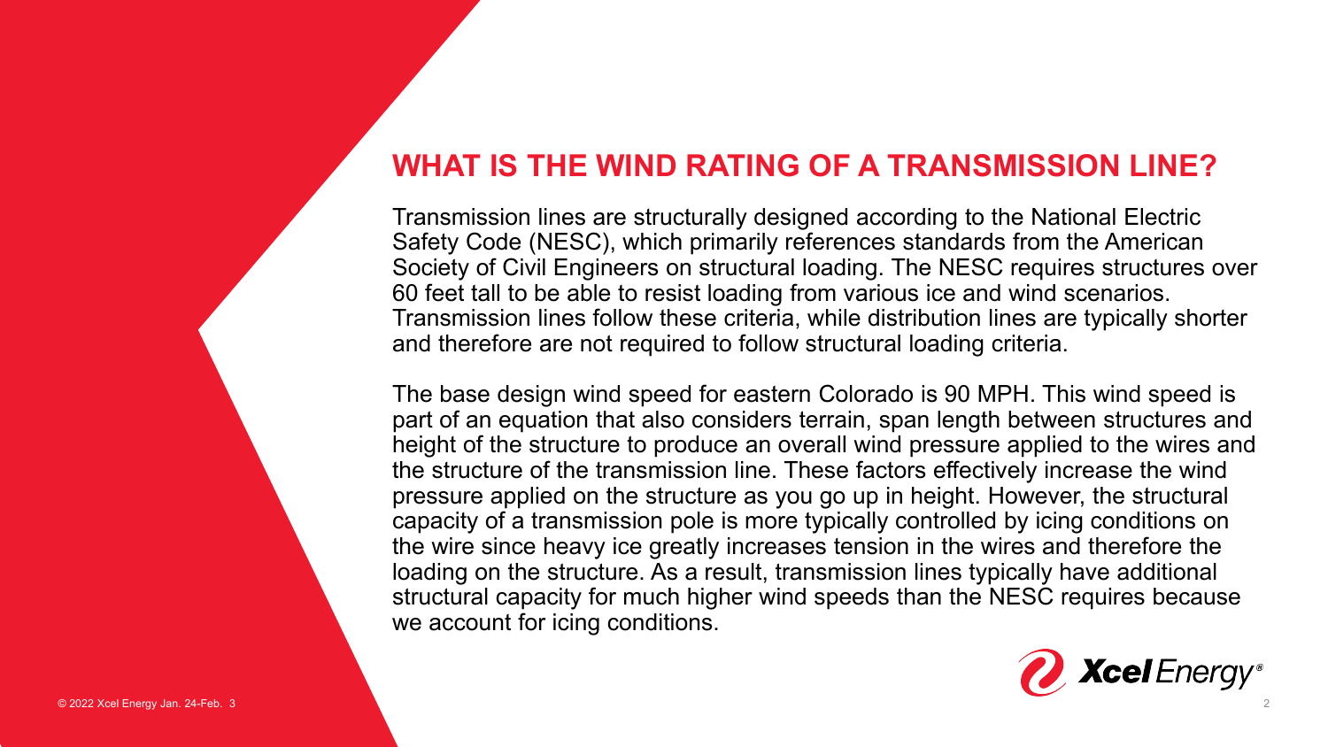## WHAT IS THE WIND RATING OF A TRANSMISSION LINE?

Transmission lines are structurally designed according to the National Electric Safety Code (NESC), which primarily references standards from the American Society of Civil Engineers on structural loading. The NESC requires structures over 60 feet tall to be able to resist loading from various ice and wind scenarios. Transmission lines follow these criteria, while distribution lines are typically shorter and therefore are not required to follow structural loading criteria.

The base design wind speed for eastern Colorado is 90 MPH. This wind speed is part of an equation that also considers terrain, span length between structures and height of the structure to produce an overall wind pressure applied to the wires and the structure of the transmission line. These factors effectively increase the wind pressure applied on the structure as you go up in height. However, the structural capacity of a transmission pole is more typically controlled by icing conditions on the wire since heavy ice greatly increases tension in the wires and therefore the loading on the structure. As a result, transmission lines typically have additional structural capacity for much higher wind speeds than the NESC requires because we account for icing conditions.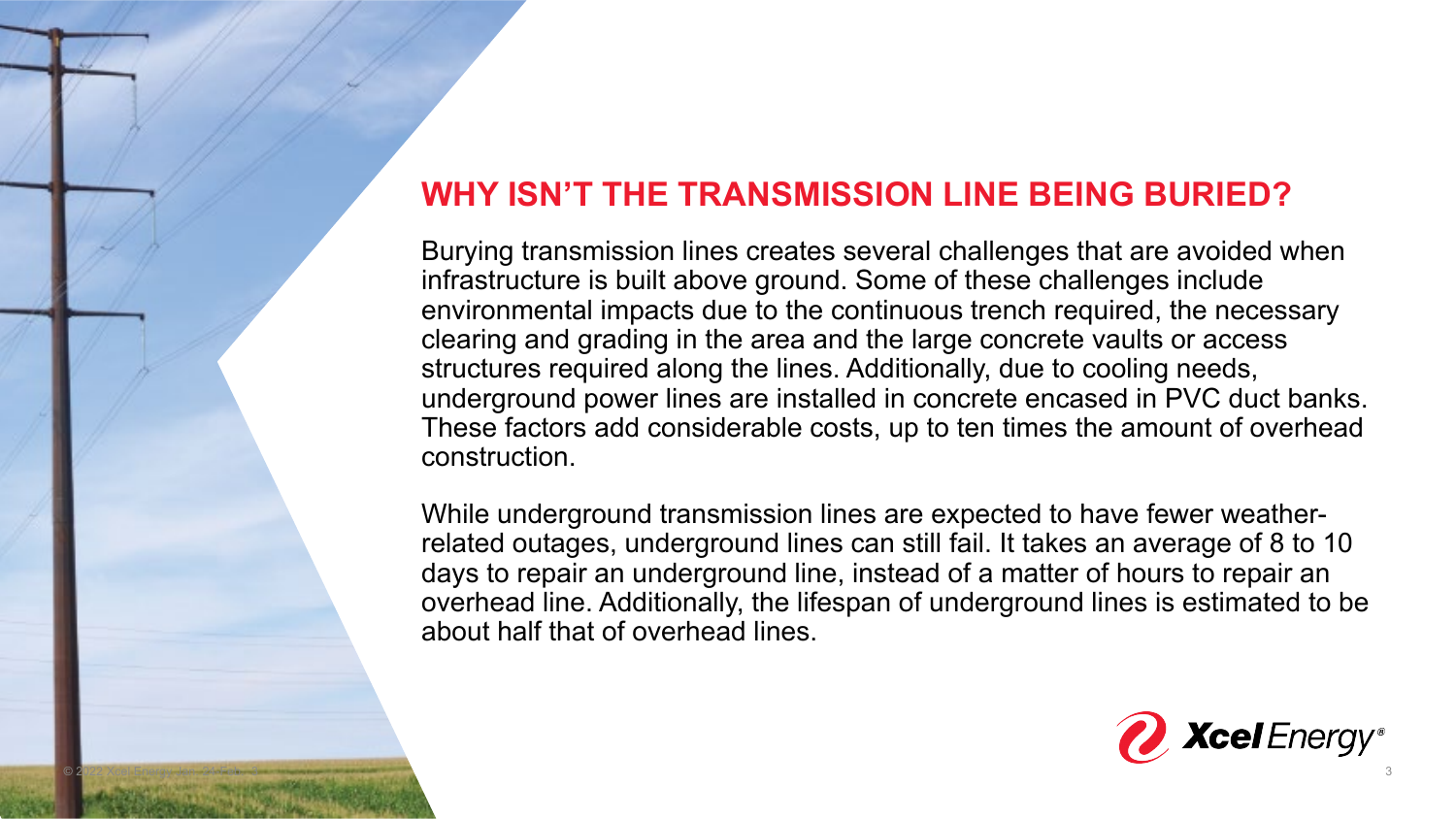## WHY ISN'T THE TRANSMISSION LINE BEING BURIED?

Burying transmission lines creates several challenges that are avoided when infrastructure is built above ground. Some of these challenges include environmental impacts due to the continuous trench required, the necessary clearing and grading in the area and the large concrete vaults or access structures required along the lines. Additionally, due to cooling needs, underground power lines are installed in concrete encased in PVC duct banks. These factors add considerable costs, up to ten times the amount of overhead construction.

While underground transmission lines are expected to have fewer weather-related outages, underground lines can still fail. It takes an average of 8 to 10 days to repair an underground line, instead of a matter of hours to repair an overhead line. Additionally, the lifespan of underground lines is estimated to be about half that of overhead lines.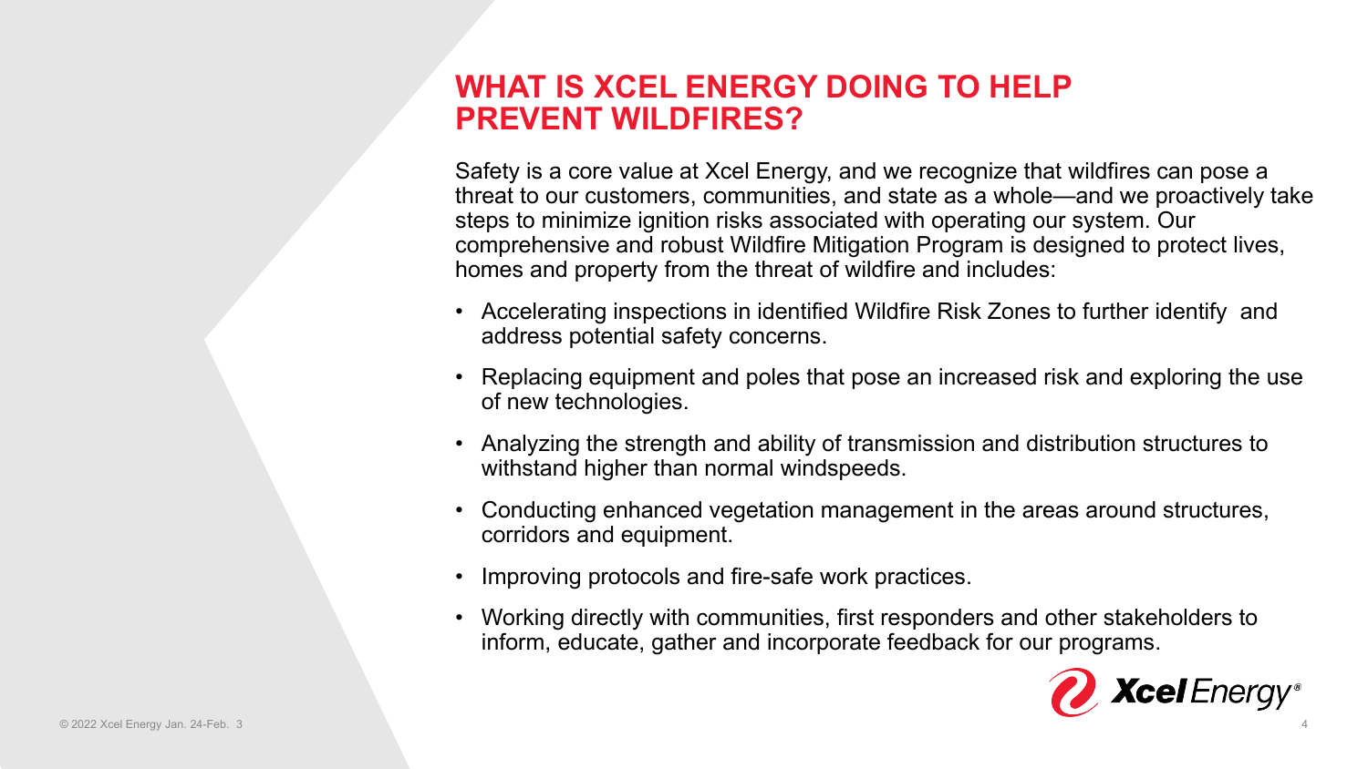# WHAT IS XCEL ENERGY DOING TO HELP PREVENT WILDFIRES?

Safety is a core value at Xcel Energy, and we recognize that wildfires can pose a threat to our customers, communities, and state as a whole—and we proactively take steps to minimize ignition risks associated with operating our system. Our comprehensive and robust Wildfire Mitigation Program is designed to protect lives, homes and property from the threat of wildfire and includes:

- Accelerating inspections in identified Wildfire Risk Zones to further identify and address potential safety concerns.
- Replacing equipment and poles that pose an increased risk and exploring the use of new technologies.
- Analyzing the strength and ability of transmission and distribution structures to withstand higher than normal windspeeds.
- Conducting enhanced vegetation management in the areas around structures, corridors and equipment.
- Improving protocols and fire-safe work practices.
- Working directly with communities, first responders and other stakeholders to inform, educate, gather and incorporate feedback for our programs.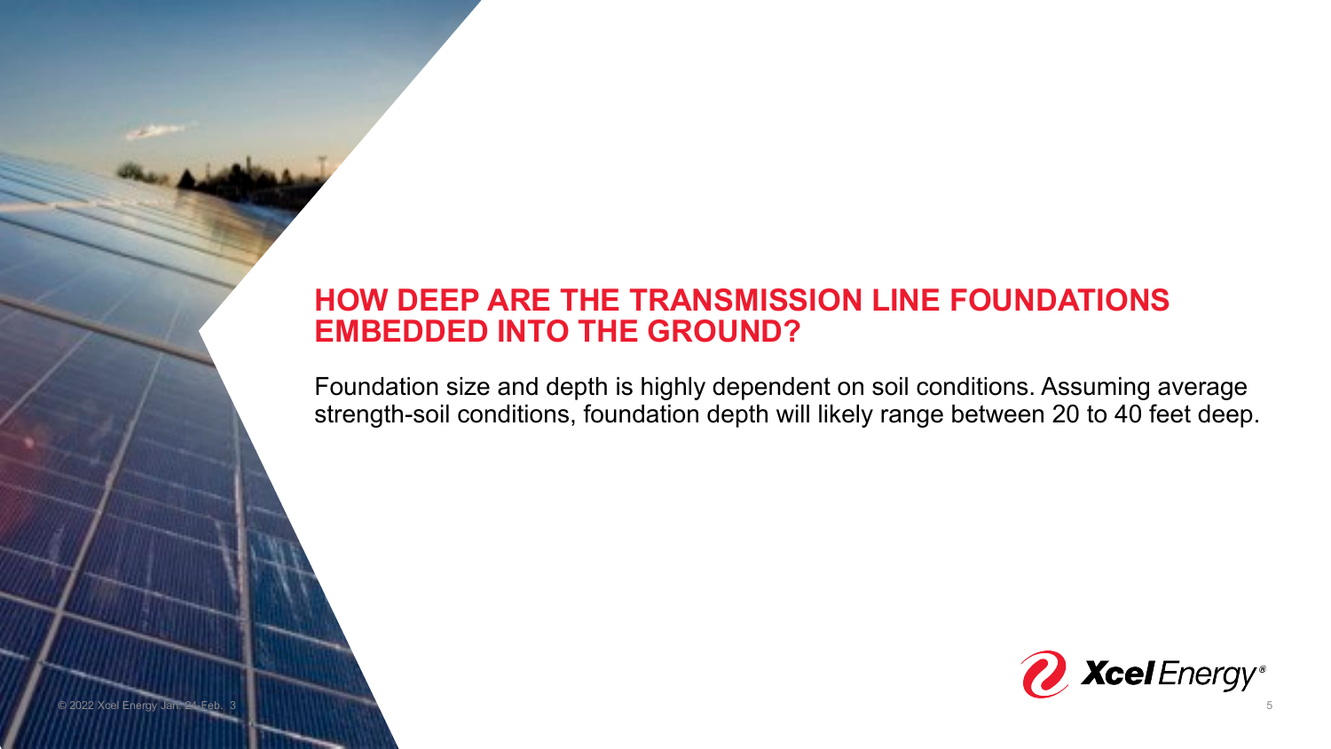## HOW DEEP ARE THE TRANSMISSION LINE FOUNDATIONS EMBEDDED INTO THE GROUND?

Foundation size and depth is highly dependent on soil conditions. Assuming average strength-soil conditions, foundation depth will likely range between 20 to 40 feet deep.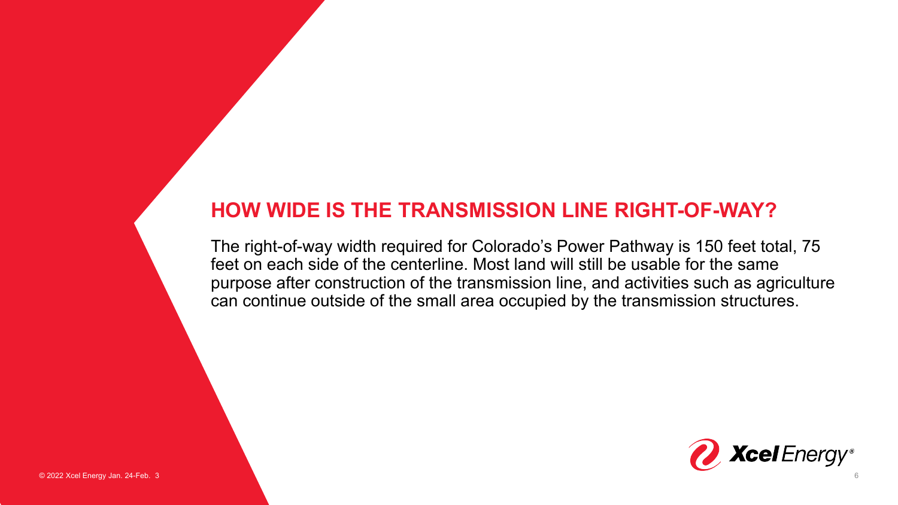## HOW WIDE IS THE TRANSMISSION LINE RIGHT-OF-WAY?

The right-of-way width required for Colorado's Power Pathway is 150 feet total, 75 feet on each side of the centerline. Most land will still be usable for the same purpose after construction of the transmission line, and activities such as agriculture can continue outside of the small area occupied by the transmission structures.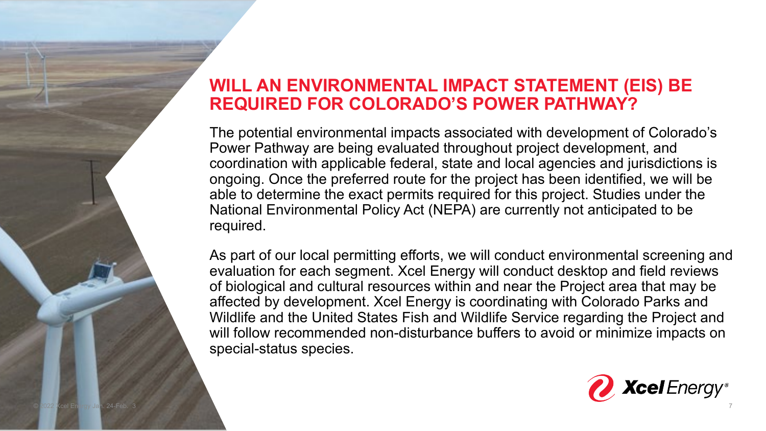# WILL AN ENVIRONMENTAL IMPACT STATEMENT (EIS) BE REQUIRED FOR COLORADO'S POWER PATHWAY?

The potential environmental impacts associated with development of Colorado's Power Pathway are being evaluated throughout project development, and coordination with applicable federal, state and local agencies and jurisdictions is ongoing. Once the preferred route for the project has been identified, we will be able to determine the exact permits required for this project. Studies under the National Environmental Policy Act (NEPA) are currently not anticipated to be required.

As part of our local permitting efforts, we will conduct environmental screening and evaluation for each segment. Xcel Energy will conduct desktop and field reviews of biological and cultural resources within and near the Project area that may be affected by development. Xcel Energy is coordinating with Colorado Parks and Wildlife and the United States Fish and Wildlife Service regarding the Project and will follow recommended non-disturbance buffers to avoid or minimize impacts on special-status species.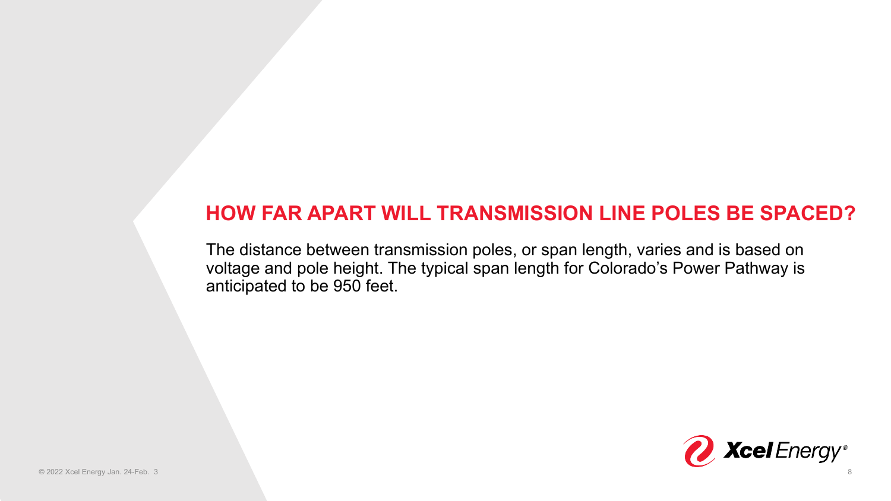## HOW FAR APART WILL TRANSMISSION LINE POLES BE SPACED?

The distance between transmission poles, or span length, varies and is based on voltage and pole height. The typical span length for Colorado's Power Pathway is anticipated to be 950 feet.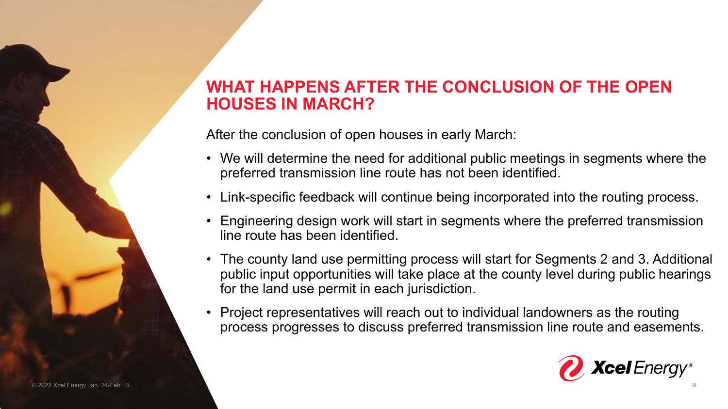## WHAT HAPPENS AFTER THE CONCLUSION OF THE OPEN HOUSES IN MARCH?

After the conclusion of open houses in early March:

- We will determine the need for additional public meetings in segments where the preferred transmission line route has not been identified.
- Link-specific feedback will continue being incorporated into the routing process.
- Engineering design work will start in segments where the preferred transmission line route has been identified.
- The county land use permitting process will start for Segments 2 and 3. Additional public input opportunities will take place at the county level during public hearings for the land use permit in each jurisdiction.
- Project representatives will reach out to individual landowners as the routing process progresses to discuss preferred transmission line route and easements.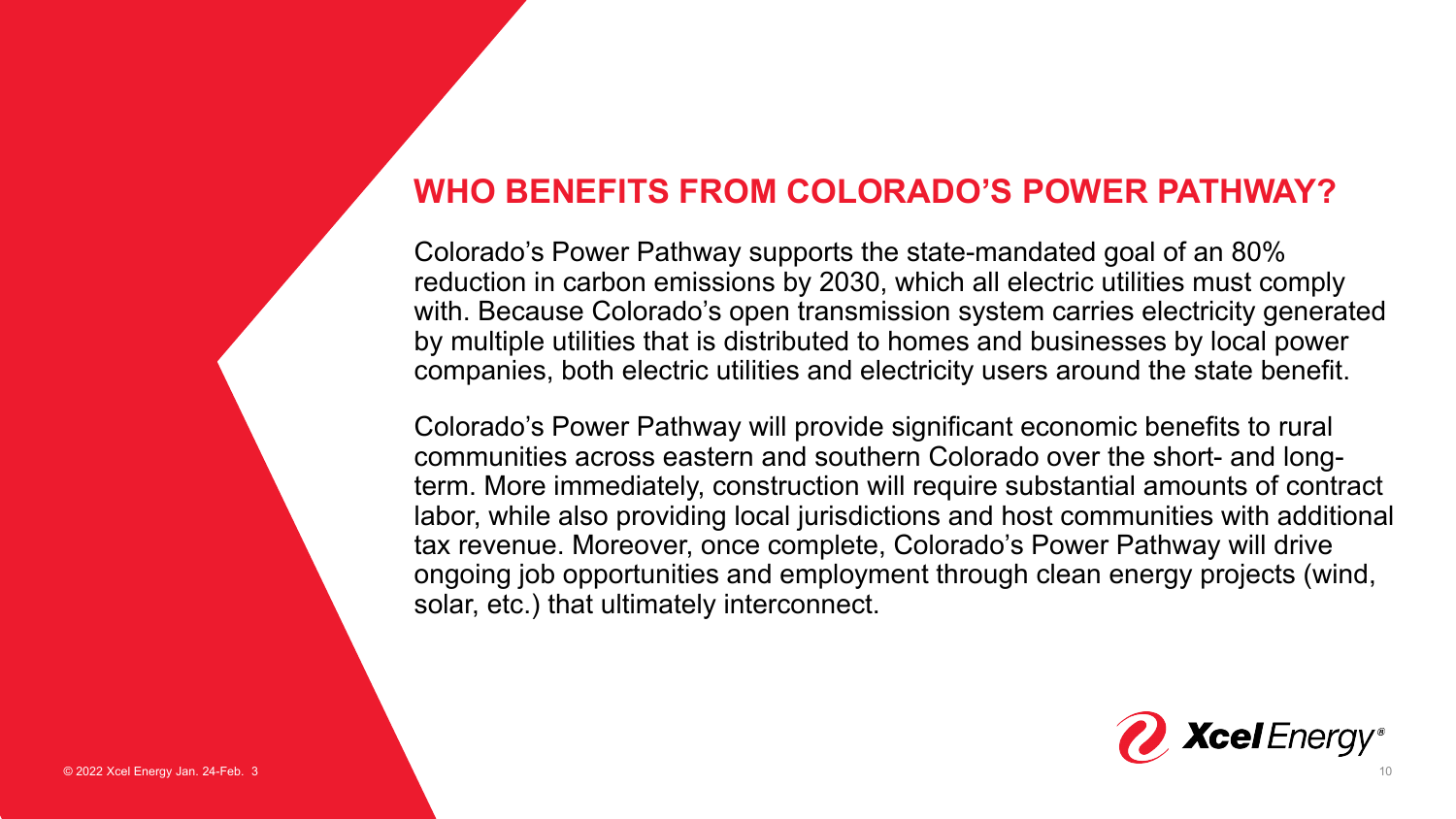## WHO BENEFITS FROM COLORADO'S POWER PATHWAY?

Colorado's Power Pathway supports the state-mandated goal of an 80% reduction in carbon emissions by 2030, which all electric utilities must comply with. Because Colorado's open transmission system carries electricity generated by multiple utilities that is distributed to homes and businesses by local power companies, both electric utilities and electricity users around the state benefit.

Colorado's Power Pathway will provide significant economic benefits to rural communities across eastern and southern Colorado over the short- and long-term. More immediately, construction will require substantial amounts of contract labor, while also providing local jurisdictions and host communities with additional tax revenue. Moreover, once complete, Colorado's Power Pathway will drive ongoing job opportunities and employment through clean energy projects (wind, solar, etc.) that ultimately interconnect.

© 2022 Xcel Energy Jan. 24-Feb. 3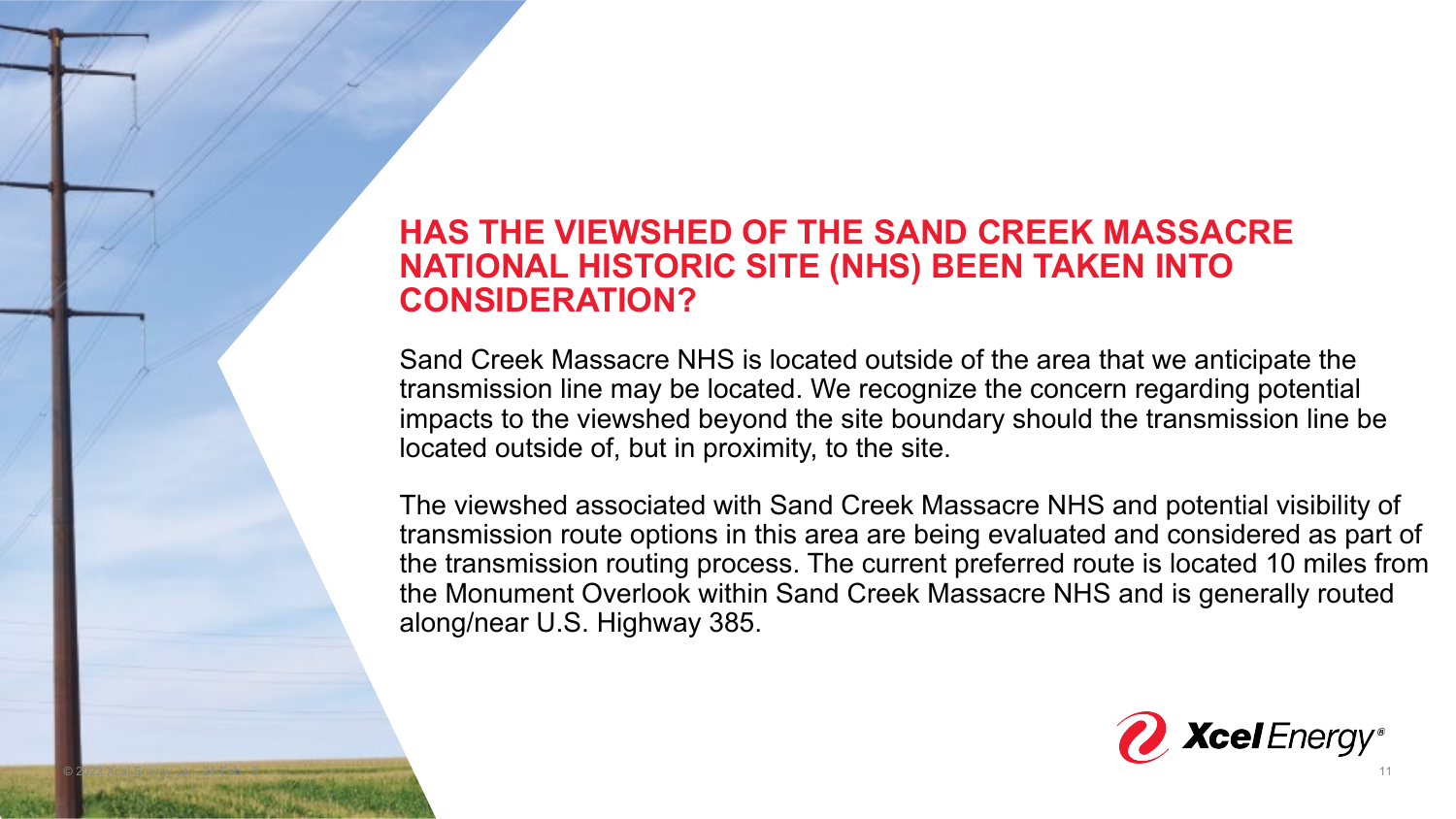# HAS THE VIEWSHED OF THE SAND CREEK MASSACRE NATIONAL HISTORIC SITE (NHS) BEEN TAKEN INTO CONSIDERATION?

Sand Creek Massacre NHS is located outside of the area that we anticipate the transmission line may be located. We recognize the concern regarding potential impacts to the viewshed beyond the site boundary should the transmission line be located outside of, but in proximity, to the site.

The viewshed associated with Sand Creek Massacre NHS and potential visibility of transmission route options in this area are being evaluated and considered as part of the transmission routing process. The current preferred route is located 10 miles from the Monument Overlook within Sand Creek Massacre NHS and is generally routed along/near U.S. Highway 385.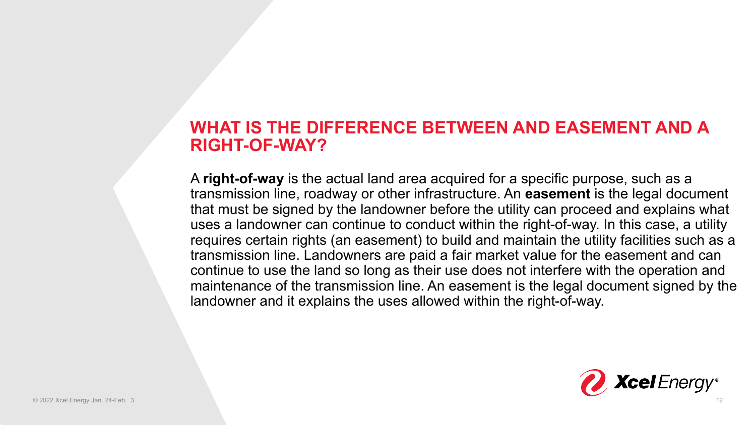## WHAT IS THE DIFFERENCE BETWEEN AND EASEMENT AND A RIGHT-OF-WAY?

A **right-of-way** is the actual land area acquired for a specific purpose, such as a transmission line, roadway or other infrastructure. An **easement** is the legal document that must be signed by the landowner before the utility can proceed and explains what uses a landowner can continue to conduct within the right-of-way. In this case, a utility requires certain rights (an easement) to build and maintain the utility facilities such as a transmission line. Landowners are paid a fair market value for the easement and can continue to use the land so long as their use does not interfere with the operation and maintenance of the transmission line. An easement is the legal document signed by the landowner and it explains the uses allowed within the right-of-way.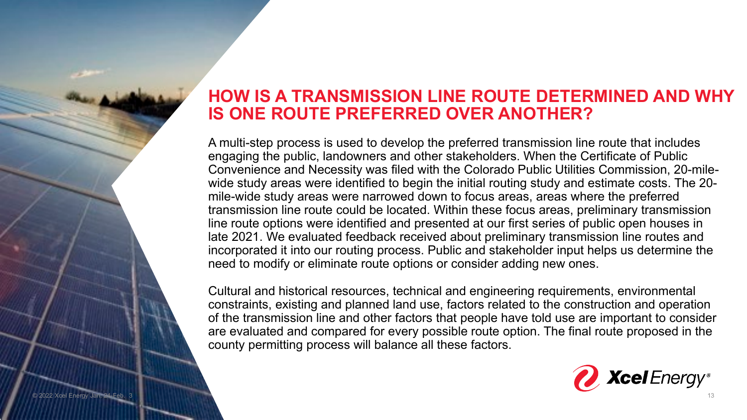# HOW IS A TRANSMISSION LINE ROUTE DETERMINED AND WHY IS ONE ROUTE PREFERRED OVER ANOTHER?

A multi-step process is used to develop the preferred transmission line route that includes engaging the public, landowners and other stakeholders. When the Certificate of Public Convenience and Necessity was filed with the Colorado Public Utilities Commission, 20-mile-wide study areas were identified to begin the initial routing study and estimate costs. The 20-mile-wide study areas were narrowed down to focus areas, areas where the preferred transmission line route could be located. Within these focus areas, preliminary transmission line route options were identified and presented at our first series of public open houses in late 2021. We evaluated feedback received about preliminary transmission line routes and incorporated it into our routing process. Public and stakeholder input helps us determine the need to modify or eliminate route options or consider adding new ones.

Cultural and historical resources, technical and engineering requirements, environmental constraints, existing and planned land use, factors related to the construction and operation of the transmission line and other factors that people have told use are important to consider are evaluated and compared for every possible route option. The final route proposed in the county permitting process will balance all these factors.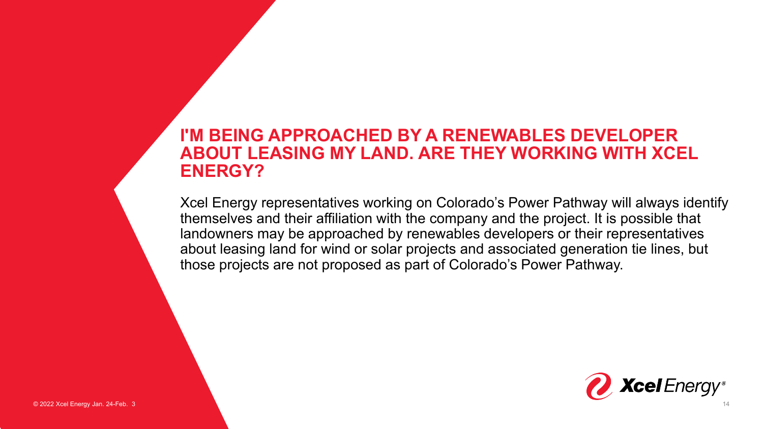## I'M BEING APPROACHED BY A RENEWABLES DEVELOPER ABOUT LEASING MY LAND. ARE THEY WORKING WITH XCEL ENERGY?

Xcel Energy representatives working on Colorado's Power Pathway will always identify themselves and their affiliation with the company and the project. It is possible that landowners may be approached by renewables developers or their representatives about leasing land for wind or solar projects and associated generation tie lines, but those projects are not proposed as part of Colorado's Power Pathway.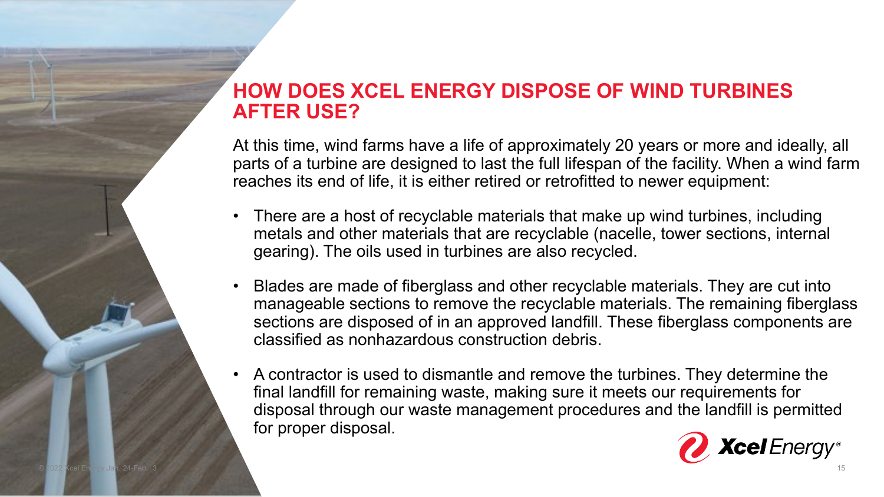# HOW DOES XCEL ENERGY DISPOSE OF WIND TURBINES AFTER USE?

At this time, wind farms have a life of approximately 20 years or more and ideally, all parts of a turbine are designed to last the full lifespan of the facility. When a wind farm reaches its end of life, it is either retired or retrofitted to newer equipment:

- There are a host of recyclable materials that make up wind turbines, including metals and other materials that are recyclable (nacelle, tower sections, internal gearing). The oils used in turbines are also recycled.
- Blades are made of fiberglass and other recyclable materials. They are cut into manageable sections to remove the recyclable materials. The remaining fiberglass sections are disposed of in an approved landfill. These fiberglass components are classified as nonhazardous construction debris.
- A contractor is used to dismantle and remove the turbines. They determine the final landfill for remaining waste, making sure it meets our requirements for disposal through our waste management procedures and the landfill is permitted for proper disposal.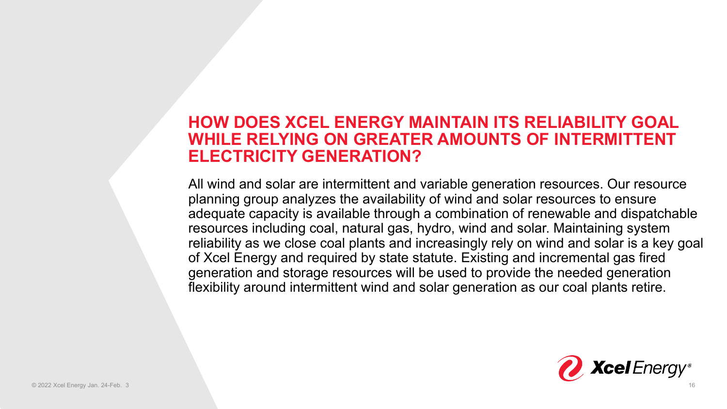# HOW DOES XCEL ENERGY MAINTAIN ITS RELIABILITY GOAL WHILE RELYING ON GREATER AMOUNTS OF INTERMITTENT ELECTRICITY GENERATION?

All wind and solar are intermittent and variable generation resources. Our resource planning group analyzes the availability of wind and solar resources to ensure adequate capacity is available through a combination of renewable and dispatchable resources including coal, natural gas, hydro, wind and solar. Maintaining system reliability as we close coal plants and increasingly rely on wind and solar is a key goal of Xcel Energy and required by state statute. Existing and incremental gas fired generation and storage resources will be used to provide the needed generation flexibility around intermittent wind and solar generation as our coal plants retire.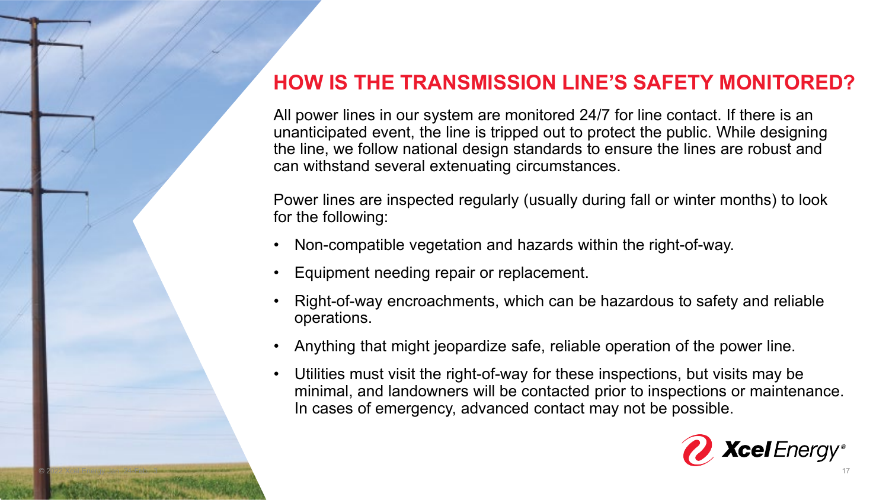# HOW IS THE TRANSMISSION LINE'S SAFETY MONITORED?

All power lines in our system are monitored 24/7 for line contact. If there is an unanticipated event, the line is tripped out to protect the public. While designing the line, we follow national design standards to ensure the lines are robust and can withstand several extenuating circumstances.

Power lines are inspected regularly (usually during fall or winter months) to look for the following:

- Non-compatible vegetation and hazards within the right-of-way.
- Equipment needing repair or replacement.
- Right-of-way encroachments, which can be hazardous to safety and reliable operations.
- Anything that might jeopardize safe, reliable operation of the power line.
- Utilities must visit the right-of-way for these inspections, but visits may be minimal, and landowners will be contacted prior to inspections or maintenance. In cases of emergency, advanced contact may not be possible.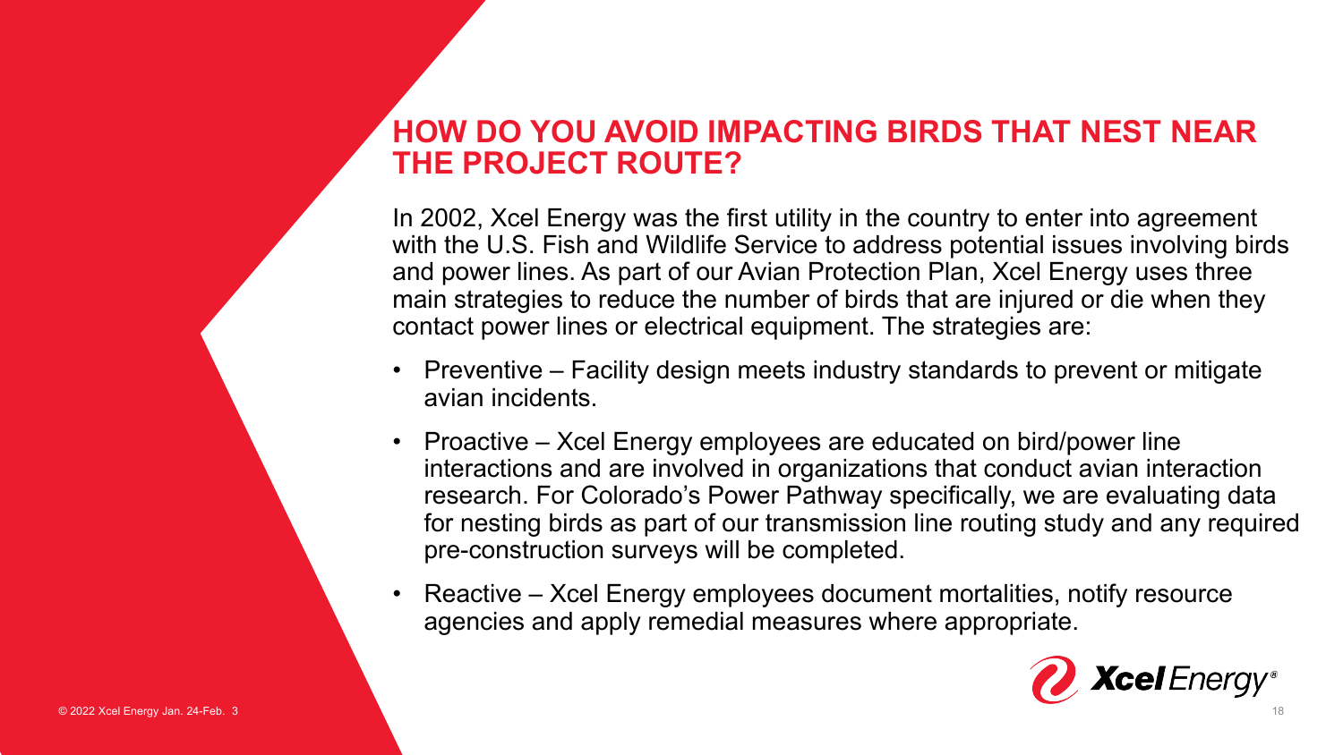# HOW DO YOU AVOID IMPACTING BIRDS THAT NEST NEAR THE PROJECT ROUTE?

In 2002, Xcel Energy was the first utility in the country to enter into agreement with the U.S. Fish and Wildlife Service to address potential issues involving birds and power lines. As part of our Avian Protection Plan, Xcel Energy uses three main strategies to reduce the number of birds that are injured or die when they contact power lines or electrical equipment. The strategies are:

- Preventive – Facility design meets industry standards to prevent or mitigate avian incidents.
- Proactive – Xcel Energy employees are educated on bird/power line interactions and are involved in organizations that conduct avian interaction research. For Colorado's Power Pathway specifically, we are evaluating data for nesting birds as part of our transmission line routing study and any required pre-construction surveys will be completed.
- Reactive – Xcel Energy employees document mortalities, notify resource agencies and apply remedial measures where appropriate.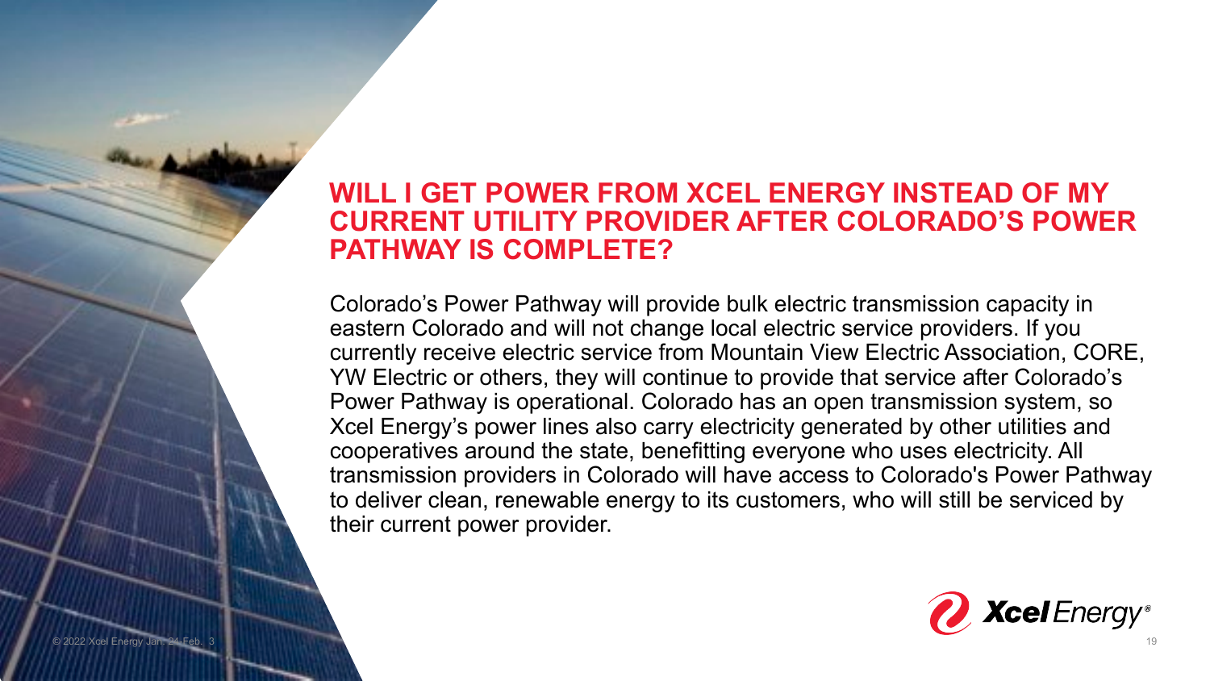## WILL I GET POWER FROM XCEL ENERGY INSTEAD OF MY CURRENT UTILITY PROVIDER AFTER COLORADO'S POWER PATHWAY IS COMPLETE?

Colorado's Power Pathway will provide bulk electric transmission capacity in eastern Colorado and will not change local electric service providers. If you currently receive electric service from Mountain View Electric Association, CORE, YW Electric or others, they will continue to provide that service after Colorado's Power Pathway is operational. Colorado has an open transmission system, so Xcel Energy's power lines also carry electricity generated by other utilities and cooperatives around the state, benefitting everyone who uses electricity. All transmission providers in Colorado will have access to Colorado's Power Pathway to deliver clean, renewable energy to its customers, who will still be serviced by their current power provider.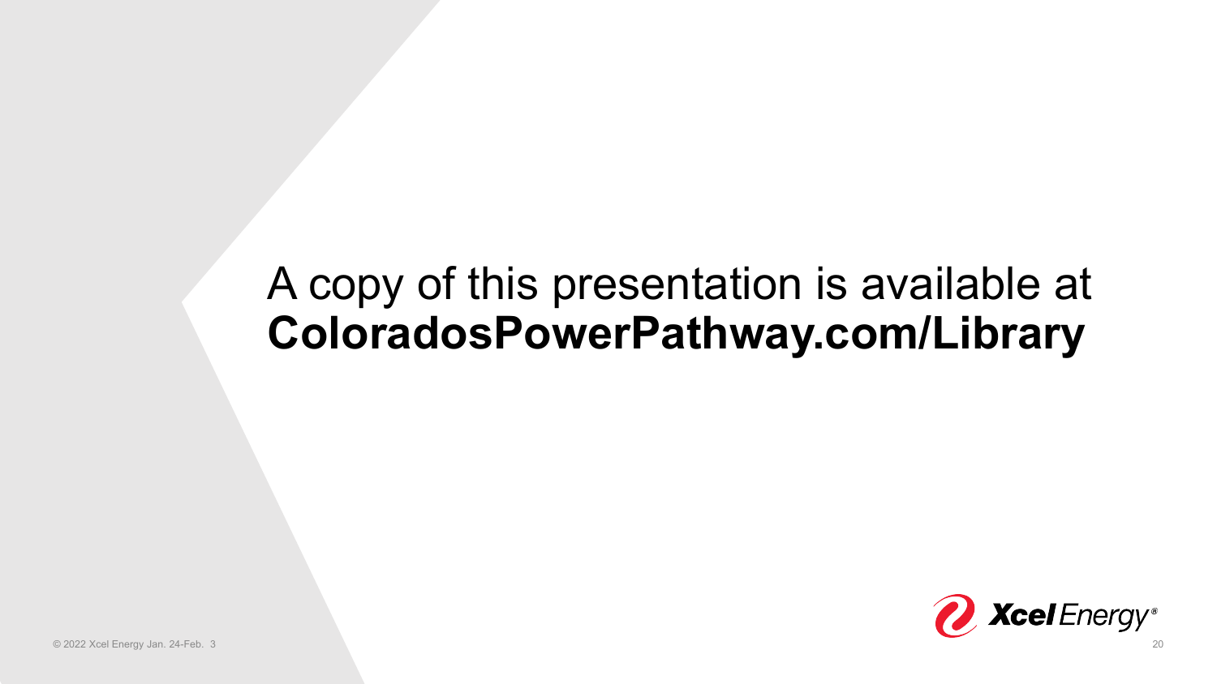A copy of this presentation is available at **ColoradosPowerPathway.com/Library**

© 2022 Xcel Energy Jan. 24-Feb. 3